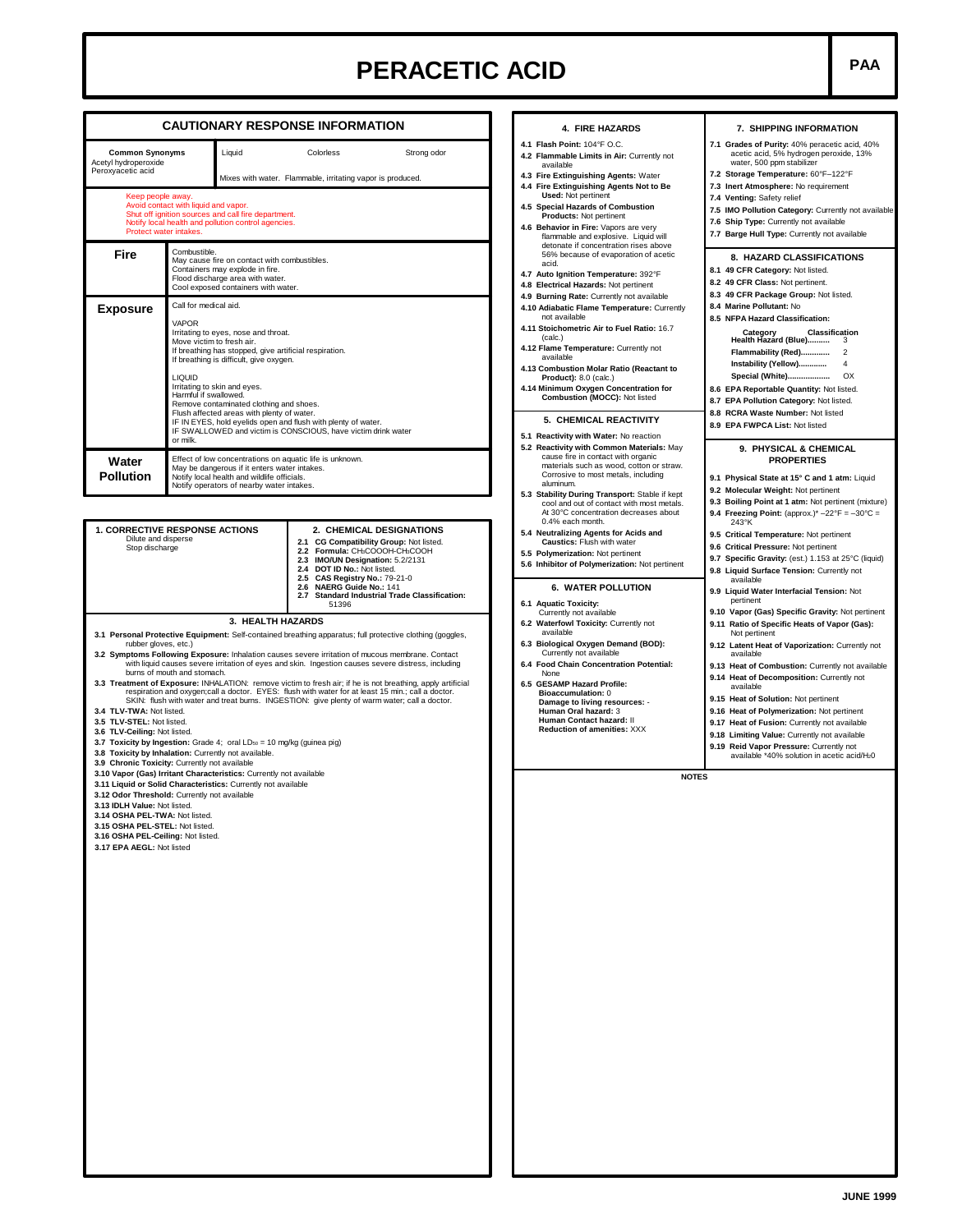# PERACETIC ACID

**PAA**

## CAUTIONARY RESPONSE INFORMATION

| Common Synonyms | Liquid | Colorless | Strong odor |
|---|---|---|---|
| Acetyl hydroperoxide<br>Peroxyacetic acid | Mixes with water. Flammable, irritating vapor is produced. | | |

Keep people away.
Avoid contact with liquid and vapor.
Shut off ignition sources and call fire department.
Notify local health and pollution control agencies.
Protect water intakes.

| | |
|---|---|
| **Fire** | Combustible.<br>May cause fire on contact with combustibles.<br>Containers may explode in fire.<br>Flood discharge area with water.<br>Cool exposed containers with water. |
| **Exposure** | Call for medical aid.<br><br>VAPOR<br>Irritating to eyes, nose and throat.<br>Move victim to fresh air.<br>If breathing has stopped, give artificial respiration.<br>If breathing is difficult, give oxygen.<br><br>LIQUID<br>Irritating to skin and eyes.<br>Harmful if swallowed.<br>Remove contaminated clothing and shoes.<br>Flush affected areas with plenty of water.<br>IF IN EYES, hold eyelids open and flush with plenty of water.<br>IF SWALLOWED and victim is CONSCIOUS, have victim drink water or milk. |
| **Water Pollution** | Effect of low concentrations on aquatic life is unknown.<br>May be dangerous if it enters water intakes.<br>Notify local health and wildlife officials.<br>Notify operators of nearby water intakes. |

### 1. CORRECTIVE RESPONSE ACTIONS

Dilute and disperse
Stop discharge

### 2. CHEMICAL DESIGNATIONS

- **2.1 CG Compatibility Group:** Not listed.
- **2.2 Formula:** $CH_3COOOH$-$CH_3COOH$
- **2.3 IMO/UN Designation:** 5.2/2131
- **2.4 DOT ID No.:** Not listed.
- **2.5 CAS Registry No.:** 79-21-0
- **2.6 NAERG Guide No.:** 141
- **2.7 Standard Industrial Trade Classification:** 51396

### 3. HEALTH HAZARDS

- **3.1 Personal Protective Equipment:** Self-contained breathing apparatus; full protective clothing (goggles, rubber gloves, etc.)
- **3.2 Symptoms Following Exposure:** Inhalation causes severe irritation of mucous membrane. Contact with liquid causes severe irritation of eyes and skin. Ingestion causes severe distress, including burns of mouth and stomach.
- **3.3 Treatment of Exposure:** INHALATION: remove victim to fresh air; if he is not breathing, apply artificial respiration and oxygen;call a doctor. EYES: flush with water for at least 15 min.; call a doctor. SKIN: flush with water and treat burns. INGESTION: give plenty of warm water; call a doctor.
- **3.4 TLV-TWA:** Not listed.
- **3.5 TLV-STEL:** Not listed.
- **3.6 TLV-Ceiling:** Not listed.
- **3.7 Toxicity by Ingestion:** Grade 4; oral $LD_{50}$ = 10 mg/kg (guinea pig)
- **3.8 Toxicity by Inhalation:** Currently not available.
- **3.9 Chronic Toxicity:** Currently not available
- **3.10 Vapor (Gas) Irritant Characteristics:** Currently not available
- **3.11 Liquid or Solid Characteristics:** Currently not available
- **3.12 Odor Threshold:** Currently not available
- **3.13 IDLH Value:** Not listed.
- **3.14 OSHA PEL-TWA:** Not listed.
- **3.15 OSHA PEL-STEL:** Not listed.
- **3.16 OSHA PEL-Ceiling:** Not listed.
- **3.17 EPA AEGL:** Not listed

### 4. FIRE HAZARDS

- **4.1 Flash Point:** 104°F O.C.
- **4.2 Flammable Limits in Air:** Currently not available
- **4.3 Fire Extinguishing Agents:** Water
- **4.4 Fire Extinguishing Agents Not to Be Used:** Not pertinent
- **4.5 Special Hazards of Combustion Products:** Not pertinent
- **4.6 Behavior in Fire:** Vapors are very flammable and explosive. Liquid will detonate if concentration rises above 56% because of evaporation of acetic acid.
- **4.7 Auto Ignition Temperature:** 392°F
- **4.8 Electrical Hazards:** Not pertinent
- **4.9 Burning Rate:** Currently not available
- **4.10 Adiabatic Flame Temperature:** Currently not available
- **4.11 Stoichometric Air to Fuel Ratio:** 16.7 (calc.)
- **4.12 Flame Temperature:** Currently not available
- **4.13 Combustion Molar Ratio (Reactant to Product):** 8.0 (calc.)
- **4.14 Minimum Oxygen Concentration for Combustion (MOCC):** Not listed

### 5. CHEMICAL REACTIVITY

- **5.1 Reactivity with Water:** No reaction
- **5.2 Reactivity with Common Materials:** May cause fire in contact with organic materials such as wood, cotton or straw. Corrosive to most metals, including aluminum.
- **5.3 Stability During Transport:** Stable if kept cool and out of contact with most metals. At 30°C concentration decreases about 0.4% each month.
- **5.4 Neutralizing Agents for Acids and Caustics:** Flush with water
- **5.5 Polymerization:** Not pertinent
- **5.6 Inhibitor of Polymerization:** Not pertinent

### 6. WATER POLLUTION

- **6.1 Aquatic Toxicity:** Currently not available
- **6.2 Waterfowl Toxicity:** Currently not available
- **6.3 Biological Oxygen Demand (BOD):** Currently not available
- **6.4 Food Chain Concentration Potential:** None
- **6.5 GESAMP Hazard Profile:**
  - **Bioaccumulation:** 0
  - **Damage to living resources:** -
  - **Human Oral hazard:** 3
  - **Human Contact hazard:** II
  - **Reduction of amenities:** XXX

### 7. SHIPPING INFORMATION

- **7.1 Grades of Purity:** 40% peracetic acid, 40% acetic acid, 5% hydrogen peroxide, 13% water, 500 ppm stabilizer
- **7.2 Storage Temperature:** 60°F–122°F
- **7.3 Inert Atmosphere:** No requirement
- **7.4 Venting:** Safety relief
- **7.5 IMO Pollution Category:** Currently not available
- **7.6 Ship Type:** Currently not available
- **7.7 Barge Hull Type:** Currently not available

### 8. HAZARD CLASSIFICATIONS

- **8.1 49 CFR Category:** Not listed.
- **8.2 49 CFR Class:** Not pertinent.
- **8.3 49 CFR Package Group:** Not listed.
- **8.4 Marine Pollutant:** No
- **8.5 NFPA Hazard Classification:**

| Category | Classification |
|---|---|
| Health Hazard (Blue) | 3 |
| Flammability (Red) | 2 |
| Instability (Yellow) | 4 |
| Special (White) | OX |

- **8.6 EPA Reportable Quantity:** Not listed.
- **8.7 EPA Pollution Category:** Not listed.
- **8.8 RCRA Waste Number:** Not listed
- **8.9 EPA FWPCA List:** Not listed

### 9. PHYSICAL & CHEMICAL PROPERTIES

- **9.1 Physical State at 15° C and 1 atm:** Liquid
- **9.2 Molecular Weight:** Not pertinent
- **9.3 Boiling Point at 1 atm:** Not pertinent (mixture)
- **9.4 Freezing Point:** (approx.)* –22°F = –30°C = 243°K
- **9.5 Critical Temperature:** Not pertinent
- **9.6 Critical Pressure:** Not pertinent
- **9.7 Specific Gravity:** (est.) 1.153 at 25°C (liquid)
- **9.8 Liquid Surface Tension:** Currently not available
- **9.9 Liquid Water Interfacial Tension:** Not pertinent
- **9.10 Vapor (Gas) Specific Gravity:** Not pertinent
- **9.11 Ratio of Specific Heats of Vapor (Gas):** Not pertinent
- **9.12 Latent Heat of Vaporization:** Currently not available
- **9.13 Heat of Combustion:** Currently not available
- **9.14 Heat of Decomposition:** Currently not available
- **9.15 Heat of Solution:** Not pertinent
- **9.16 Heat of Polymerization:** Not pertinent
- **9.17 Heat of Fusion:** Currently not available
- **9.18 Limiting Value:** Currently not available
- **9.19 Reid Vapor Pressure:** Currently not available *40% solution in acetic acid/$H_2O$

**NOTES**

JUNE 1999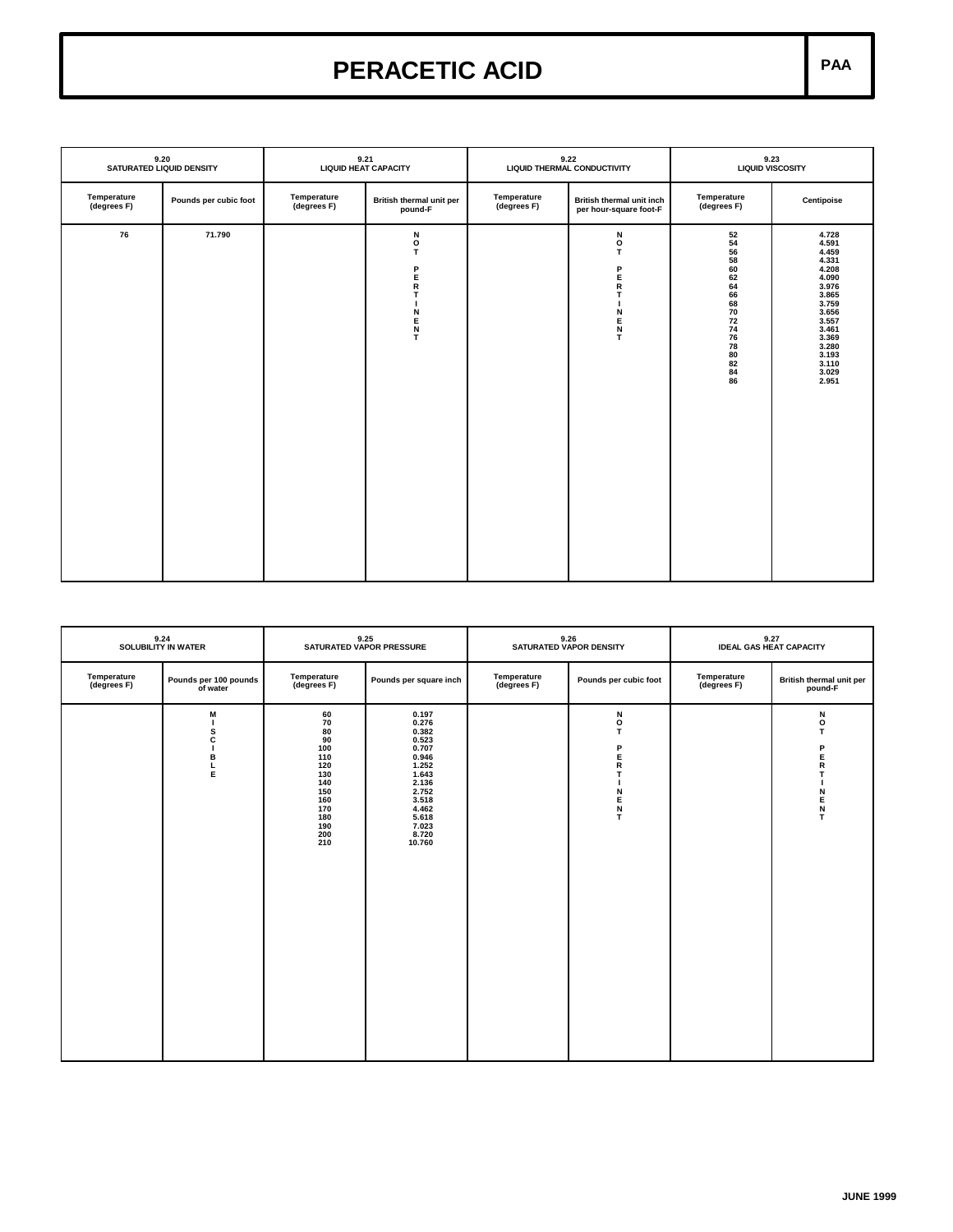# PERACETIC ACID

PAA

| 9.20 SATURATED LIQUID DENSITY | | 9.21 LIQUID HEAT CAPACITY | | 9.22 LIQUID THERMAL CONDUCTIVITY | | 9.23 LIQUID VISCOSITY | |
|---|---|---|---|---|---|---|---|
| Temperature (degrees F) | Pounds per cubic foot | Temperature (degrees F) | British thermal unit per pound-F | Temperature (degrees F) | British thermal unit inch per hour-square foot-F | Temperature (degrees F) | Centipoise |
| 76 | 71.790 | | NOT PERTINENT | | NOT PERTINENT | 52 | 4.728 |
| | | | | | | 54 | 4.591 |
| | | | | | | 56 | 4.459 |
| | | | | | | 58 | 4.331 |
| | | | | | | 60 | 4.208 |
| | | | | | | 62 | 4.090 |
| | | | | | | 64 | 3.976 |
| | | | | | | 66 | 3.865 |
| | | | | | | 68 | 3.759 |
| | | | | | | 70 | 3.656 |
| | | | | | | 72 | 3.557 |
| | | | | | | 74 | 3.461 |
| | | | | | | 76 | 3.369 |
| | | | | | | 78 | 3.280 |
| | | | | | | 80 | 3.193 |
| | | | | | | 82 | 3.110 |
| | | | | | | 84 | 3.029 |
| | | | | | | 86 | 2.951 |

| 9.24 SOLUBILITY IN WATER | | 9.25 SATURATED VAPOR PRESSURE | | 9.26 SATURATED VAPOR DENSITY | | 9.27 IDEAL GAS HEAT CAPACITY | |
|---|---|---|---|---|---|---|---|
| Temperature (degrees F) | Pounds per 100 pounds of water | Temperature (degrees F) | Pounds per square inch | Temperature (degrees F) | Pounds per cubic foot | Temperature (degrees F) | British thermal unit per pound-F |
| | MISCIBLE | 60 | 0.197 | | NOT PERTINENT | | NOT PERTINENT |
| | | 70 | 0.276 | | | | |
| | | 80 | 0.382 | | | | |
| | | 90 | 0.523 | | | | |
| | | 100 | 0.707 | | | | |
| | | 110 | 0.946 | | | | |
| | | 120 | 1.252 | | | | |
| | | 130 | 1.643 | | | | |
| | | 140 | 2.136 | | | | |
| | | 150 | 2.752 | | | | |
| | | 160 | 3.518 | | | | |
| | | 170 | 4.462 | | | | |
| | | 180 | 5.618 | | | | |
| | | 190 | 7.023 | | | | |
| | | 200 | 8.720 | | | | |
| | | 210 | 10.760 | | | | |

JUNE 1999